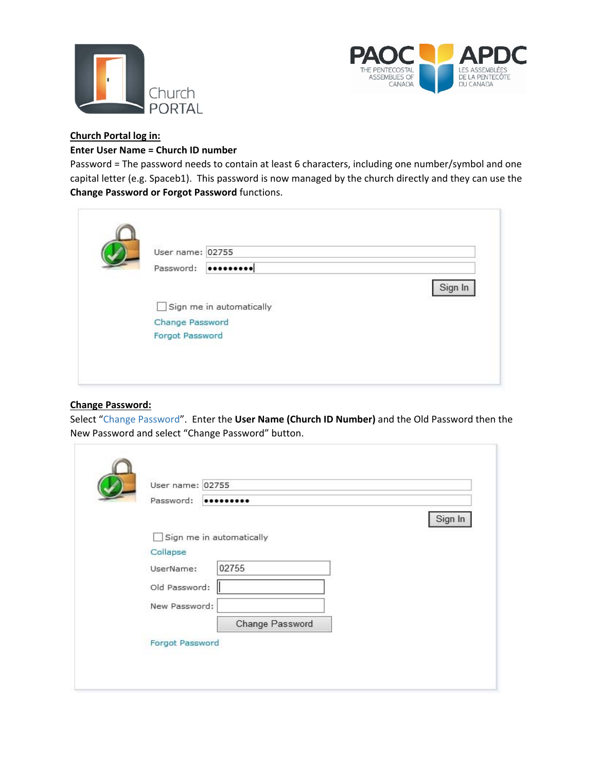**Church Portal log in:**

**Enter User Name = Church ID number**

Password = The password needs to contain at least 6 characters, including one number/symbol and one capital letter (e.g. Spaceb1). This password is now managed by the church directly and they can use the **Change Password or Forgot Password** functions.

**Change Password:**

Select "Change Password". Enter the **User Name (Church ID Number)** and the Old Password then the New Password and select "Change Password" button.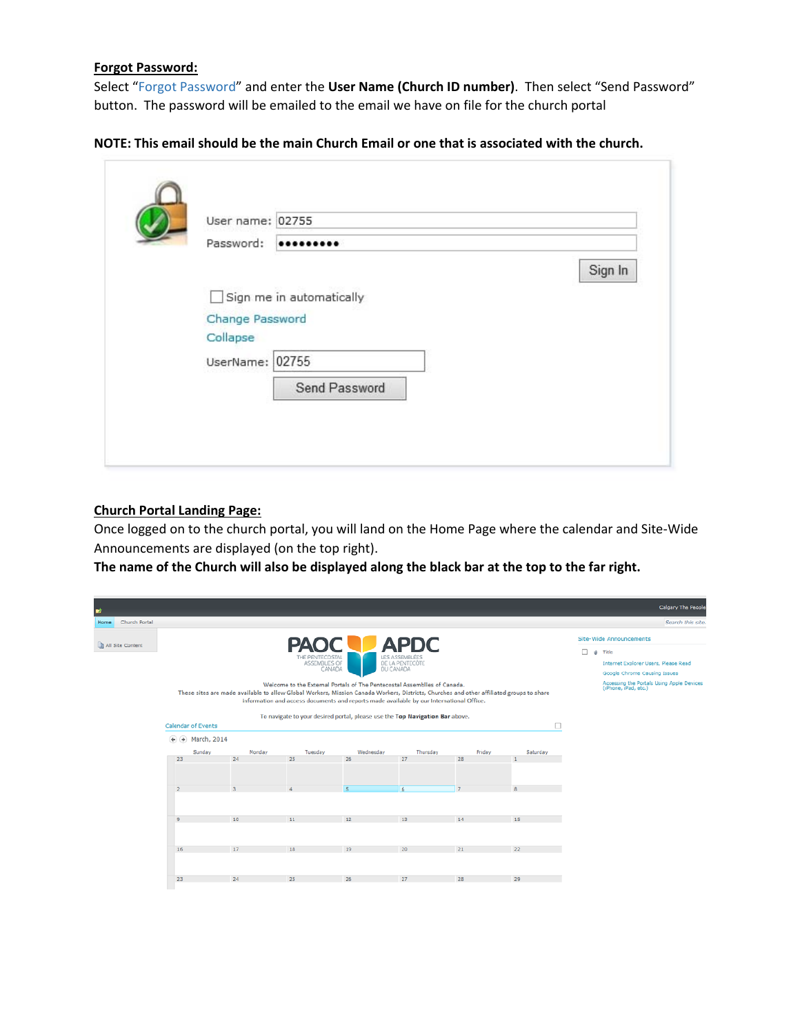**Forgot Password:**

Select "Forgot Password" and enter the **User Name (Church ID number)**. Then select "Send Password" button. The password will be emailed to the email we have on file for the church portal

**NOTE: This email should be the main Church Email or one that is associated with the church.**

**Church Portal Landing Page:**

Once logged on to the church portal, you will land on the Home Page where the calendar and Site-Wide Announcements are displayed (on the top right).

**The name of the Church will also be displayed along the black bar at the top to the far right.**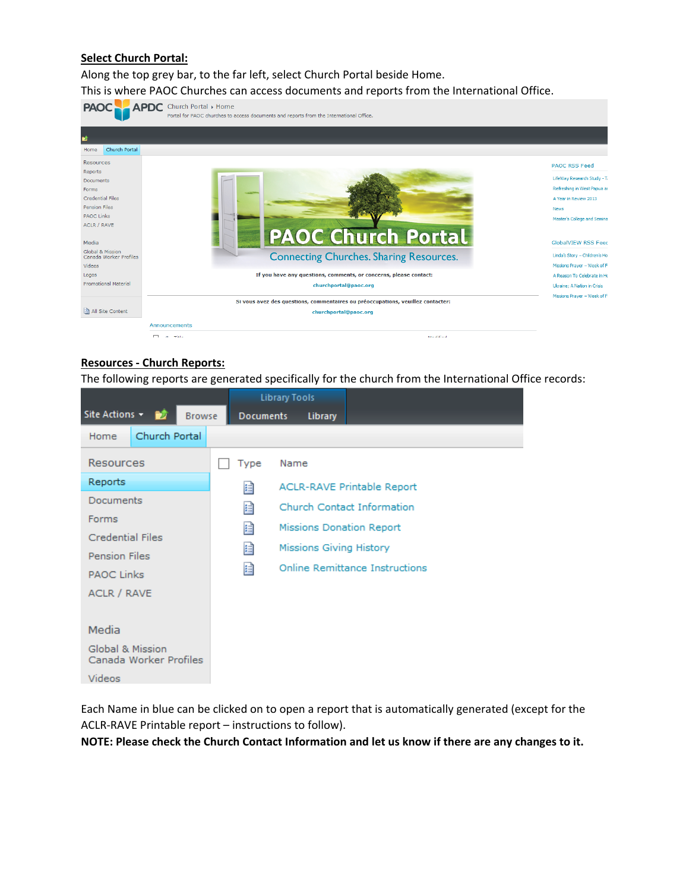**Select Church Portal:**

Along the top grey bar, to the far left, select Church Portal beside Home.

This is where PAOC Churches can access documents and reports from the International Office.

**Resources - Church Reports:**

The following reports are generated specifically for the church from the International Office records:

Each Name in blue can be clicked on to open a report that is automatically generated (except for the ACLR-RAVE Printable report – instructions to follow).

**NOTE: Please check the Church Contact Information and let us know if there are any changes to it.**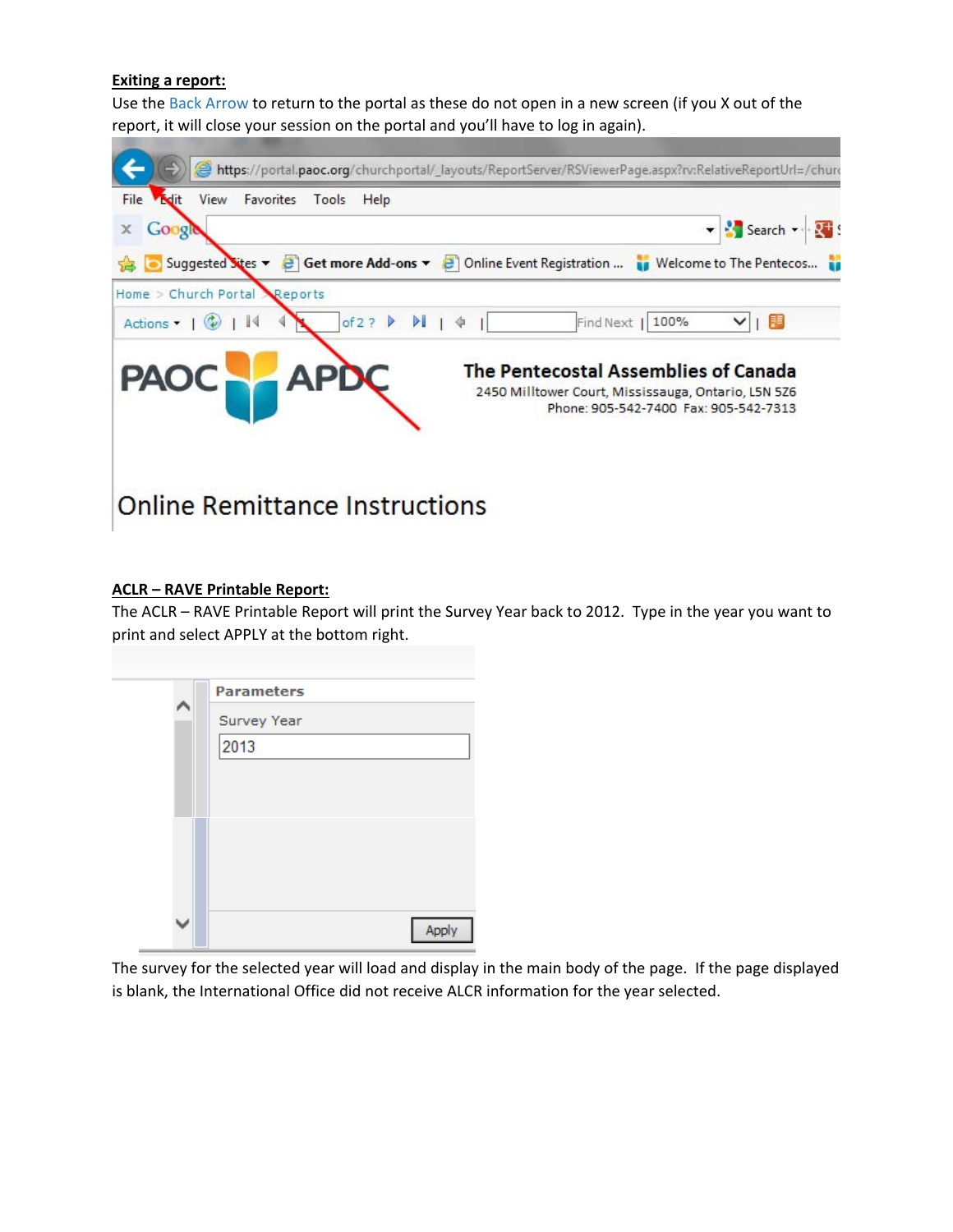**Exiting a report:**

Use the Back Arrow to return to the portal as these do not open in a new screen (if you X out of the report, it will close your session on the portal and you'll have to log in again).

**ACLR – RAVE Printable Report:**

The ACLR – RAVE Printable Report will print the Survey Year back to 2012. Type in the year you want to print and select APPLY at the bottom right.

The survey for the selected year will load and display in the main body of the page. If the page displayed is blank, the International Office did not receive ALCR information for the year selected.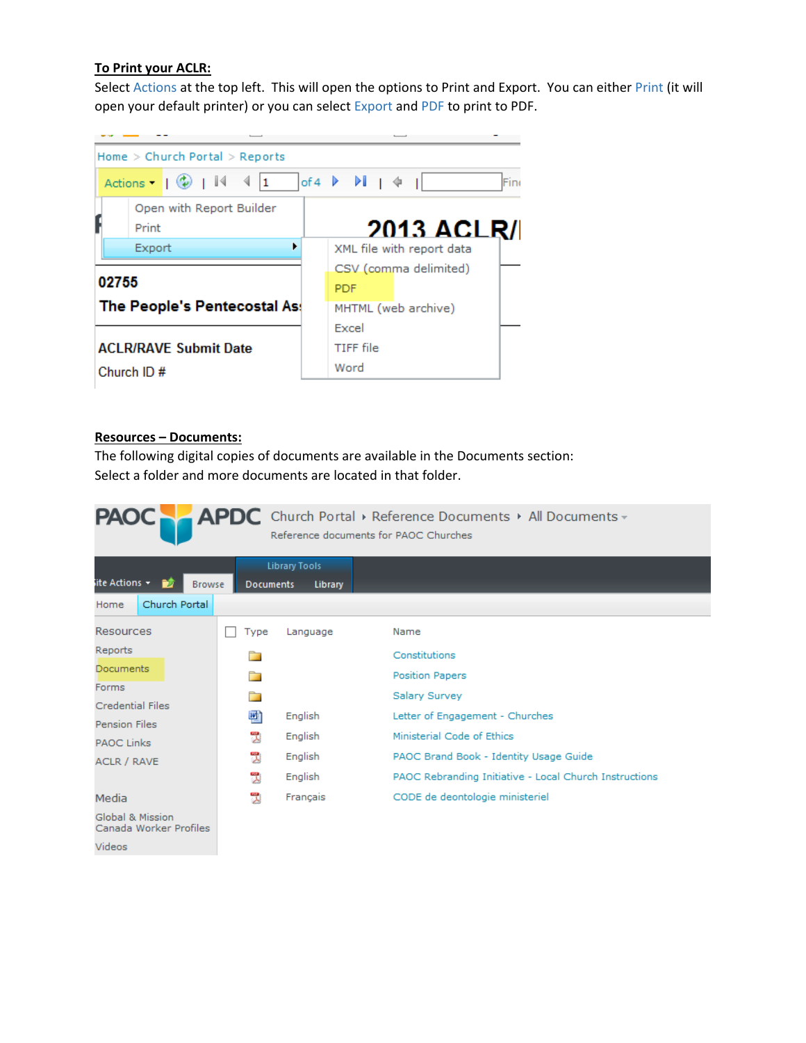**To Print your ACLR:**

Select Actions at the top left. This will open the options to Print and Export. You can either Print (it will open your default printer) or you can select Export and PDF to print to PDF.

**Resources – Documents:**

The following digital copies of documents are available in the Documents section:
Select a folder and more documents are located in that folder.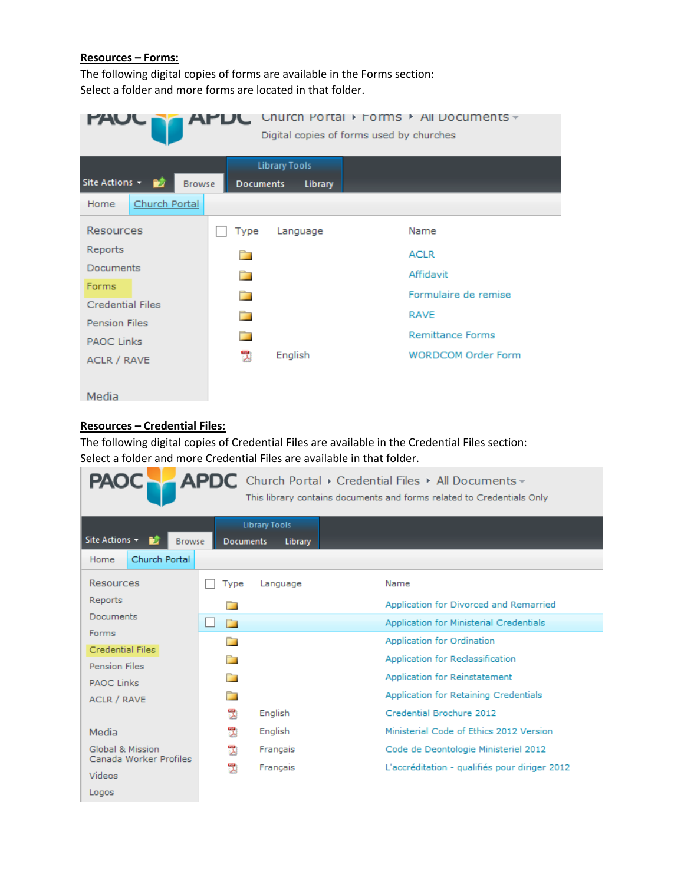**Resources – Forms:**

The following digital copies of forms are available in the Forms section:
Select a folder and more forms are located in that folder.

Church Portal ▸ Forms ▸ All Documents
Digital copies of forms used by churches

Site Actions | Browse | Library Tools: Documents | Library

Home | Church Portal

Resources
Reports
Documents
Forms
Credential Files
Pension Files
PAOC Links
ACLR / RAVE

Media

| Type | Language | Name |
|---|---|---|
| Folder | | ACLR |
| Folder | | Affidavit |
| Folder | | Formulaire de remise |
| Folder | | RAVE |
| Folder | | Remittance Forms |
| PDF | English | WORDCOM Order Form |

**Resources – Credential Files:**

The following digital copies of Credential Files are available in the Credential Files section:
Select a folder and more Credential Files are available in that folder.

PAOC APDC Church Portal ▸ Credential Files ▸ All Documents
This library contains documents and forms related to Credentials Only

Site Actions | Browse | Library Tools: Documents | Library

Home | Church Portal

Resources
Reports
Documents
Forms
Credential Files
Pension Files
PAOC Links
ACLR / RAVE

Media
Global & Mission Canada Worker Profiles
Videos
Logos

| Type | Language | Name |
|---|---|---|
| Folder | | Application for Divorced and Remarried |
| Folder | | Application for Ministerial Credentials |
| Folder | | Application for Ordination |
| Folder | | Application for Reclassification |
| Folder | | Application for Reinstatement |
| Folder | | Application for Retaining Credentials |
| PDF | English | Credential Brochure 2012 |
| PDF | English | Ministerial Code of Ethics 2012 Version |
| PDF | Français | Code de Deontologie Ministeriel 2012 |
| PDF | Français | L'accréditation - qualifiés pour diriger 2012 |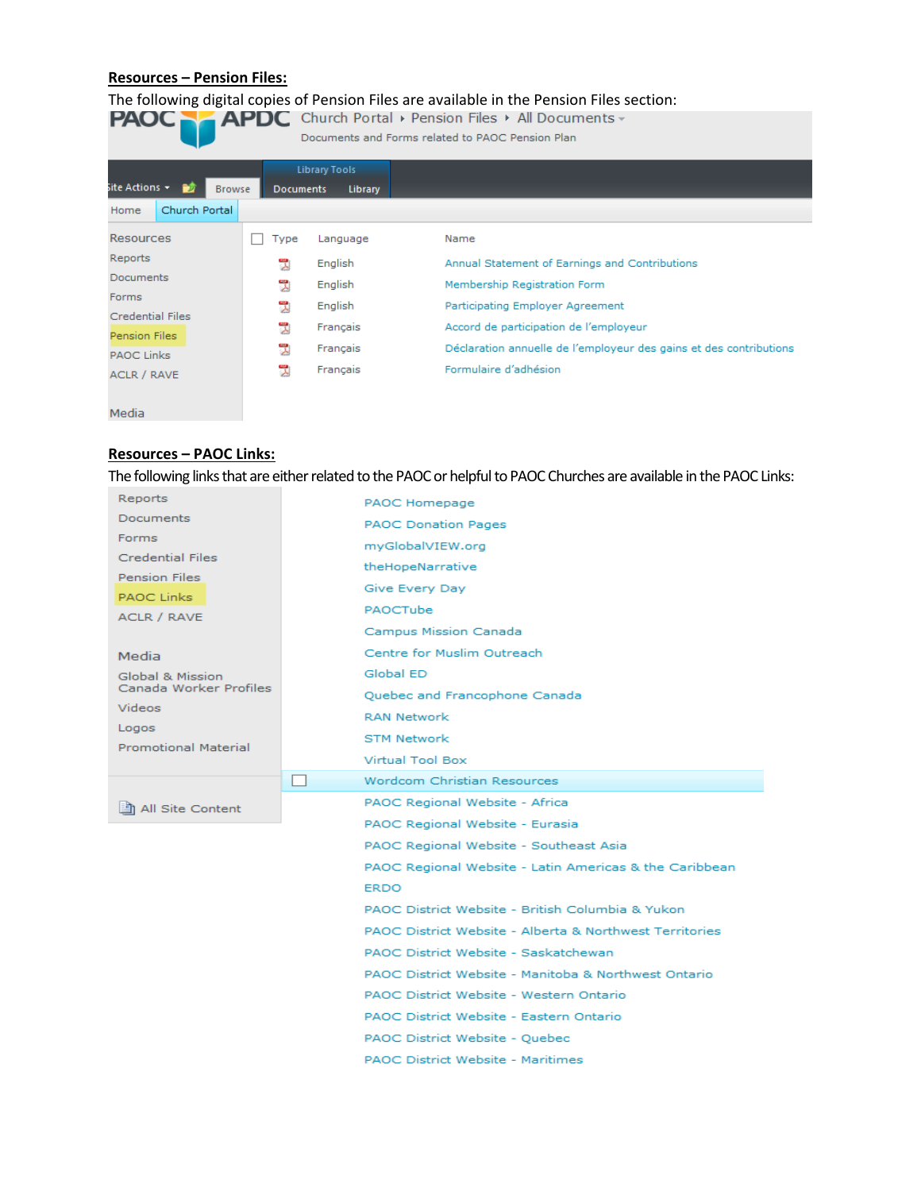**Resources – Pension Files:**

The following digital copies of Pension Files are available in the Pension Files section:

PAOC APDC Church Portal ▸ Pension Files ▸ All Documents

Documents and Forms related to PAOC Pension Plan

Site Actions | Browse | Library Tools: Documents | Library

Home | Church Portal

Resources
- Reports
- Documents
- Forms
- Credential Files
- Pension Files
- PAOC Links
- ACLR / RAVE

Media

| Type | Language | Name |
|---|---|---|
| | English | Annual Statement of Earnings and Contributions |
| | English | Membership Registration Form |
| | English | Participating Employer Agreement |
| | Français | Accord de participation de l'employeur |
| | Français | Déclaration annuelle de l'employeur des gains et des contributions |
| | Français | Formulaire d'adhésion |

**Resources – PAOC Links:**

The following links that are either related to the PAOC or helpful to PAOC Churches are available in the PAOC Links:

- Reports
- Documents
- Forms
- Credential Files
- Pension Files
- PAOC Links
- ACLR / RAVE

Media
- Global & Mission Canada Worker Profiles
- Videos
- Logos
- Promotional Material

All Site Content

- PAOC Homepage
- PAOC Donation Pages
- myGlobalVIEW.org
- theHopeNarrative
- Give Every Day
- PAOCTube
- Campus Mission Canada
- Centre for Muslim Outreach
- Global ED
- Quebec and Francophone Canada
- RAN Network
- STM Network
- Virtual Tool Box
- Wordcom Christian Resources
- PAOC Regional Website - Africa
- PAOC Regional Website - Eurasia
- PAOC Regional Website - Southeast Asia
- PAOC Regional Website - Latin Americas & the Caribbean
- ERDO
- PAOC District Website - British Columbia & Yukon
- PAOC District Website - Alberta & Northwest Territories
- PAOC District Website - Saskatchewan
- PAOC District Website - Manitoba & Northwest Ontario
- PAOC District Website - Western Ontario
- PAOC District Website - Eastern Ontario
- PAOC District Website - Quebec
- PAOC District Website - Maritimes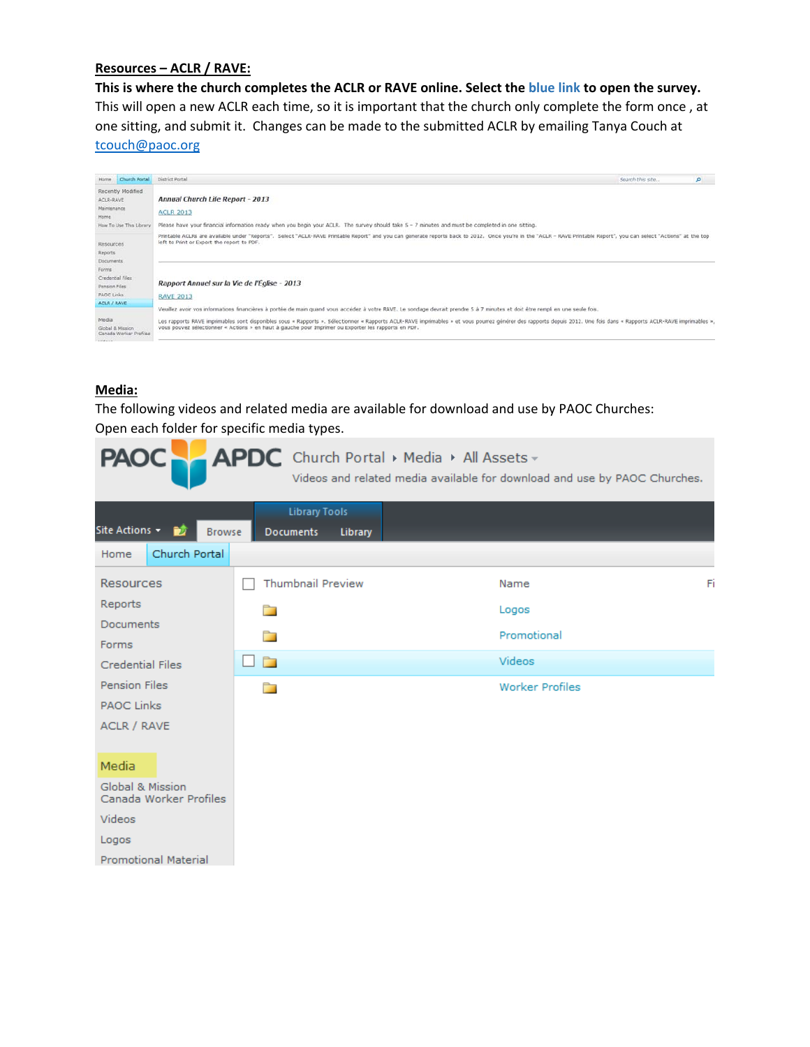**Resources – ACLR / RAVE:**

**This is where the church completes the ACLR or RAVE online. Select the blue link to open the survey.** This will open a new ACLR each time, so it is important that the church only complete the form once , at one sitting, and submit it. Changes can be made to the submitted ACLR by emailing Tanya Couch at tcouch@paoc.org

Home | Church Portal | District Portal

Recently Modified
ACLR-RAVE
Maintenance
Home
How To Use This Library

Resources
Reports
Documents
Forms
Credential Files
Pension Files
PAOC Links
ACLR / RAVE

Media
Global & Mission
Canada Worker Profiles

*Annual Church Life Report - 2013*

ACLR 2013

Please have your financial information ready when you begin your ACLR. The survey should take 5 – 7 minutes and must be completed in one sitting.

Printable ACLRs are available under "Reports". Select "ACLR-RAVE Printable Report" and you can generate reports back to 2012. Once you're in the "ACLR – RAVE Printable Report", you can select "Actions" at the top left to Print or Export the report to PDF.

*Rapport Annuel sur la Vie de l'Église - 2013*

RAVE 2013

Veuillez avoir vos informations financières à portée de main quand vous accédez à votre RAVE. Le sondage devrait prendre 5 à 7 minutes et doit être rempli en une seule fois.

Les rapports RAVE imprimables sont disponibles sous « Rapports ». Sélectionner « Rapports ACLR-RAVE imprimables » et vous pourrez générer des rapports depuis 2012. Une fois dans « Rapports ACLR-RAVE imprimables », vous pouvez sélectionner « Actions » en haut à gauche pour imprimer ou exporter les rapports en PDF.

**Media:**

The following videos and related media are available for download and use by PAOC Churches:
Open each folder for specific media types.

PAOC APDC Church Portal ▸ Media ▸ All Assets
Videos and related media available for download and use by PAOC Churches.

Site Actions | Browse | Library Tools: Documents | Library

Home | Church Portal

Resources
Reports
Documents
Forms
Credential Files
Pension Files
PAOC Links
ACLR / RAVE

Media
Global & Mission
Canada Worker Profiles
Videos
Logos
Promotional Material

| Thumbnail Preview | Name |
|---|---|
| | Logos |
| | Promotional |
| | Videos |
| | Worker Profiles |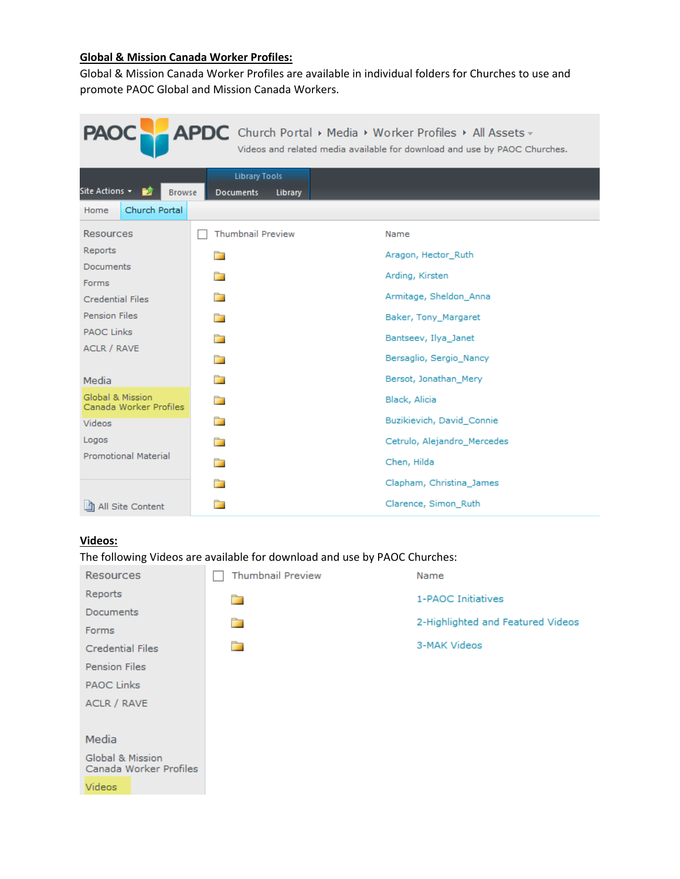**Global & Mission Canada Worker Profiles:**

Global & Mission Canada Worker Profiles are available in individual folders for Churches to use and promote PAOC Global and Mission Canada Workers.

PAOC APDC Church Portal ▸ Media ▸ Worker Profiles ▸ All Assets

Videos and related media available for download and use by PAOC Churches.

Site Actions | Browse | Library Tools: Documents | Library

Home | Church Portal

| Resources | Thumbnail Preview | Name |
|---|---|---|
| Reports | | Aragon, Hector_Ruth |
| Documents | | Arding, Kirsten |
| Forms | | Armitage, Sheldon_Anna |
| Credential Files | | Baker, Tony_Margaret |
| Pension Files | | Bantseev, Ilya_Janet |
| PAOC Links | | Bersaglio, Sergio_Nancy |
| ACLR / RAVE | | Bersot, Jonathan_Mery |
| Media | | Black, Alicia |
| Global & Mission Canada Worker Profiles | | Buzikievich, David_Connie |
| Videos | | Cetrulo, Alejandro_Mercedes |
| Logos | | Chen, Hilda |
| Promotional Material | | Clapham, Christina_James |
| All Site Content | | Clarence, Simon_Ruth |

**Videos:**

The following Videos are available for download and use by PAOC Churches:

| Resources | Thumbnail Preview | Name |
|---|---|---|
| Reports | | 1-PAOC Initiatives |
| Documents | | 2-Highlighted and Featured Videos |
| Forms | | 3-MAK Videos |
| Credential Files | | |
| Pension Files | | |
| PAOC Links | | |
| ACLR / RAVE | | |
| Media | | |
| Global & Mission Canada Worker Profiles | | |
| Videos | | |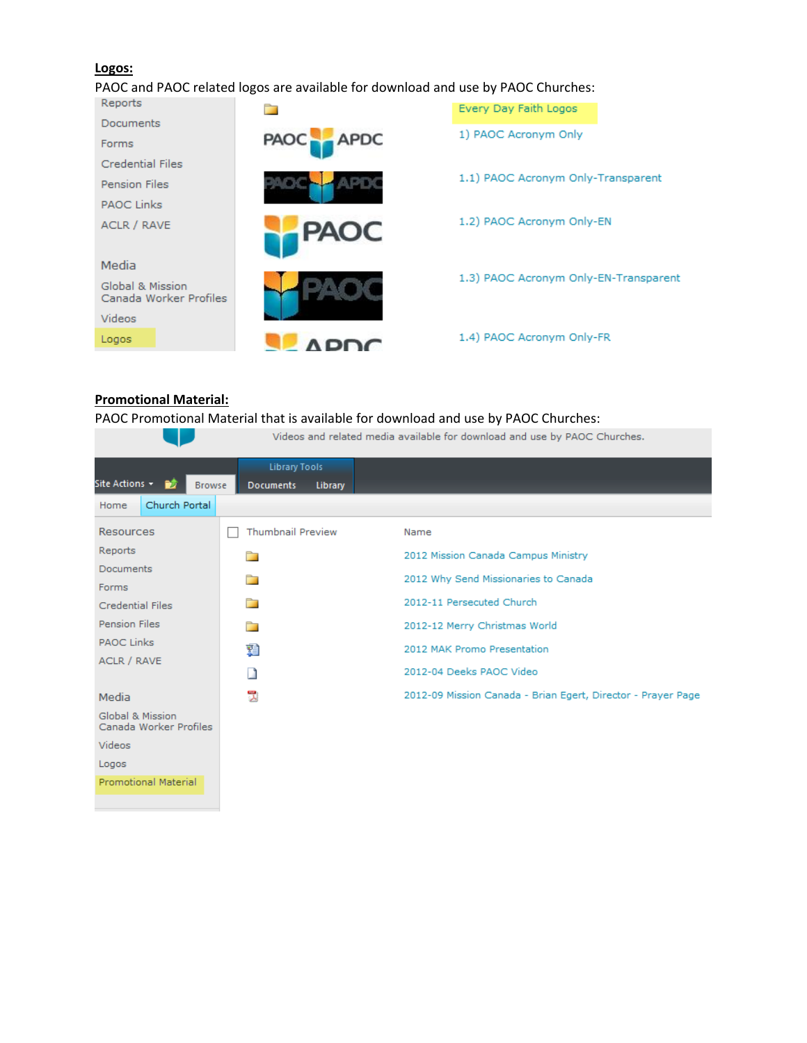**Logos:**

PAOC and PAOC related logos are available for download and use by PAOC Churches:

Reports
Documents
Forms
Credential Files
Pension Files
PAOC Links
ACLR / RAVE

Media
Global & Mission Canada Worker Profiles
Videos
Logos

Every Day Faith Logos
1) PAOC Acronym Only
1.1) PAOC Acronym Only-Transparent
1.2) PAOC Acronym Only-EN
1.3) PAOC Acronym Only-EN-Transparent
1.4) PAOC Acronym Only-FR

**Promotional Material:**

PAOC Promotional Material that is available for download and use by PAOC Churches:

Videos and related media available for download and use by PAOC Churches.

Site Actions | Browse | Library Tools | Documents | Library

Home | Church Portal

Resources
Reports
Documents
Forms
Credential Files
Pension Files
PAOC Links
ACLR / RAVE

Media
Global & Mission Canada Worker Profiles
Videos
Logos
Promotional Material

| Thumbnail Preview | Name |
|---|---|
| | 2012 Mission Canada Campus Ministry |
| | 2012 Why Send Missionaries to Canada |
| | 2012-11 Persecuted Church |
| | 2012-12 Merry Christmas World |
| | 2012 MAK Promo Presentation |
| | 2012-04 Deeks PAOC Video |
| | 2012-09 Mission Canada - Brian Egert, Director - Prayer Page |